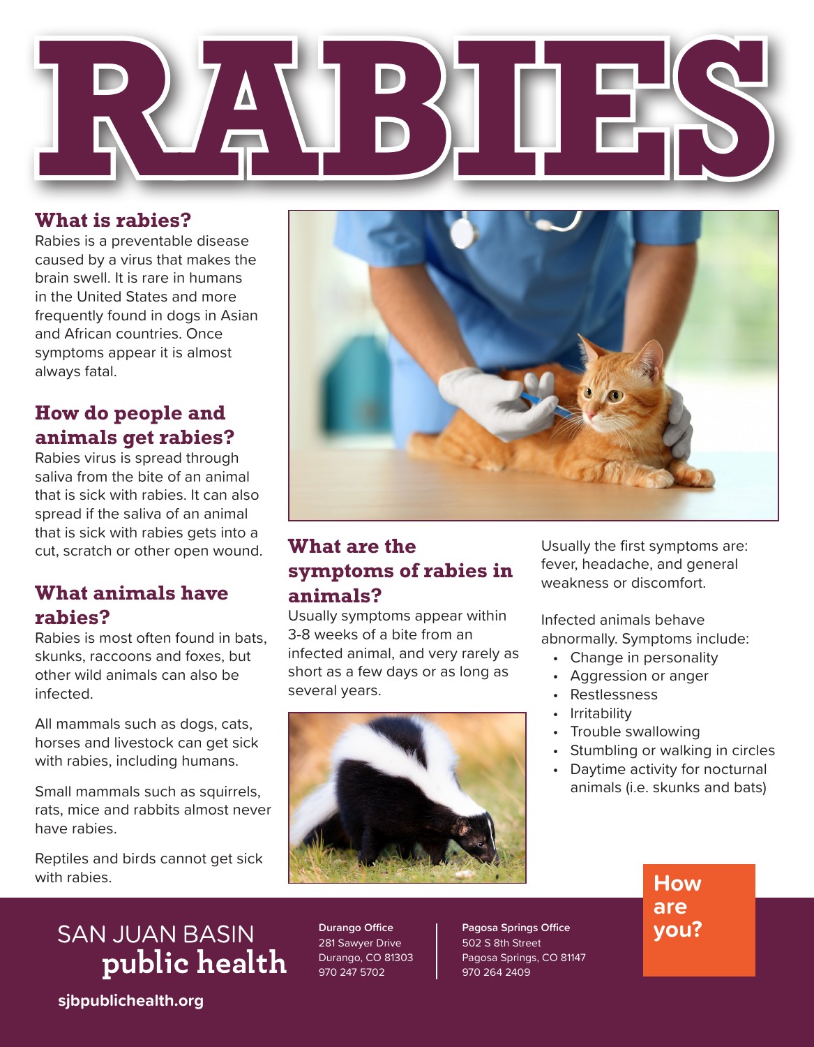# RABIES

## What is rabies?

Rabies is a preventable disease caused by a virus that makes the brain swell. It is rare in humans in the United States and more frequently found in dogs in Asian and African countries. Once symptoms appear it is almost always fatal.

## How do people and animals get rabies?

Rabies virus is spread through saliva from the bite of an animal that is sick with rabies. It can also spread if the saliva of an animal that is sick with rabies gets into a cut, scratch or other open wound.

## What animals have rabies?

Rabies is most often found in bats, skunks, raccoons and foxes, but other wild animals can also be infected.

All mammals such as dogs, cats, horses and livestock can get sick with rabies, including humans.

Small mammals such as squirrels, rats, mice and rabbits almost never have rabies.

Reptiles and birds cannot get sick with rabies.

## What are the symptoms of rabies in animals?

Usually symptoms appear within 3-8 weeks of a bite from an infected animal, and very rarely as short as a few days or as long as several years.

Usually the first symptoms are: fever, headache, and general weakness or discomfort.

Infected animals behave abnormally. Symptoms include:

- Change in personality
- Aggression or anger
- Restlessness
- Irritability
- Trouble swallowing
- Stumbling or walking in circles
- Daytime activity for nocturnal animals (i.e. skunks and bats)

**How are you?**

SAN JUAN BASIN **public health**

sjbpublichealth.org

**Durango Office**
281 Sawyer Drive
Durango, CO 81303
970 247 5702

**Pagosa Springs Office**
502 S 8th Street
Pagosa Springs, CO 81147
970 264 2409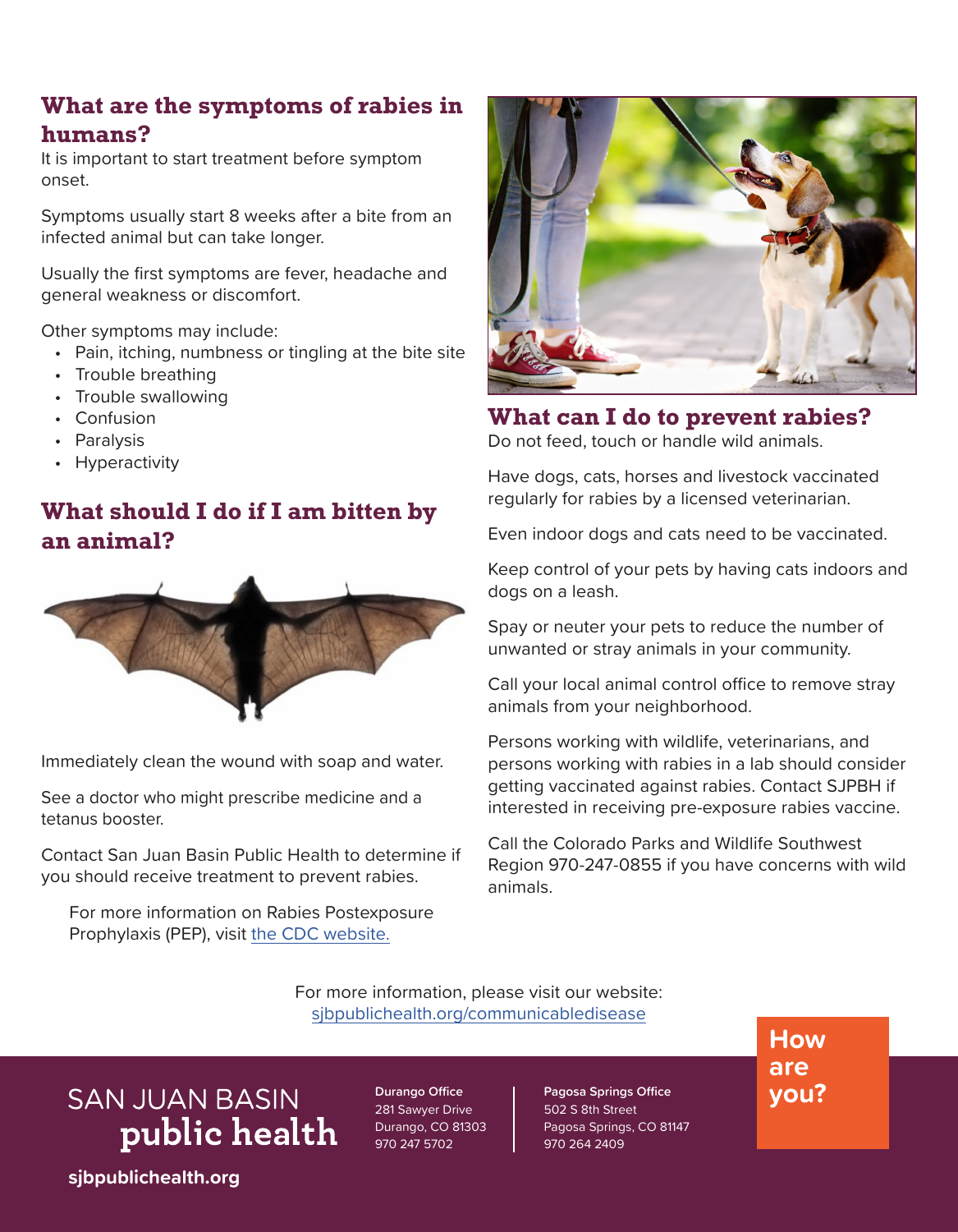## What are the symptoms of rabies in humans?

It is important to start treatment before symptom onset.

Symptoms usually start 8 weeks after a bite from an infected animal but can take longer.

Usually the first symptoms are fever, headache and general weakness or discomfort.

Other symptoms may include:

- Pain, itching, numbness or tingling at the bite site
- Trouble breathing
- Trouble swallowing
- Confusion
- Paralysis
- Hyperactivity

## What should I do if I am bitten by an animal?

Immediately clean the wound with soap and water.

See a doctor who might prescribe medicine and a tetanus booster.

Contact San Juan Basin Public Health to determine if you should receive treatment to prevent rabies.

For more information on Rabies Postexposure Prophylaxis (PEP), visit the CDC website.

## What can I do to prevent rabies?

Do not feed, touch or handle wild animals.

Have dogs, cats, horses and livestock vaccinated regularly for rabies by a licensed veterinarian.

Even indoor dogs and cats need to be vaccinated.

Keep control of your pets by having cats indoors and dogs on a leash.

Spay or neuter your pets to reduce the number of unwanted or stray animals in your community.

Call your local animal control office to remove stray animals from your neighborhood.

Persons working with wildlife, veterinarians, and persons working with rabies in a lab should consider getting vaccinated against rabies. Contact SJPBH if interested in receiving pre-exposure rabies vaccine.

Call the Colorado Parks and Wildlife Southwest Region 970-247-0855 if you have concerns with wild animals.

For more information, please visit our website: sjbpublichealth.org/communicabledisease

SAN JUAN BASIN **public health**

**Durango Office**
281 Sawyer Drive
Durango, CO 81303
970 247 5702

**Pagosa Springs Office**
502 S 8th Street
Pagosa Springs, CO 81147
970 264 2409

**How are you?**

**sjbpublichealth.org**